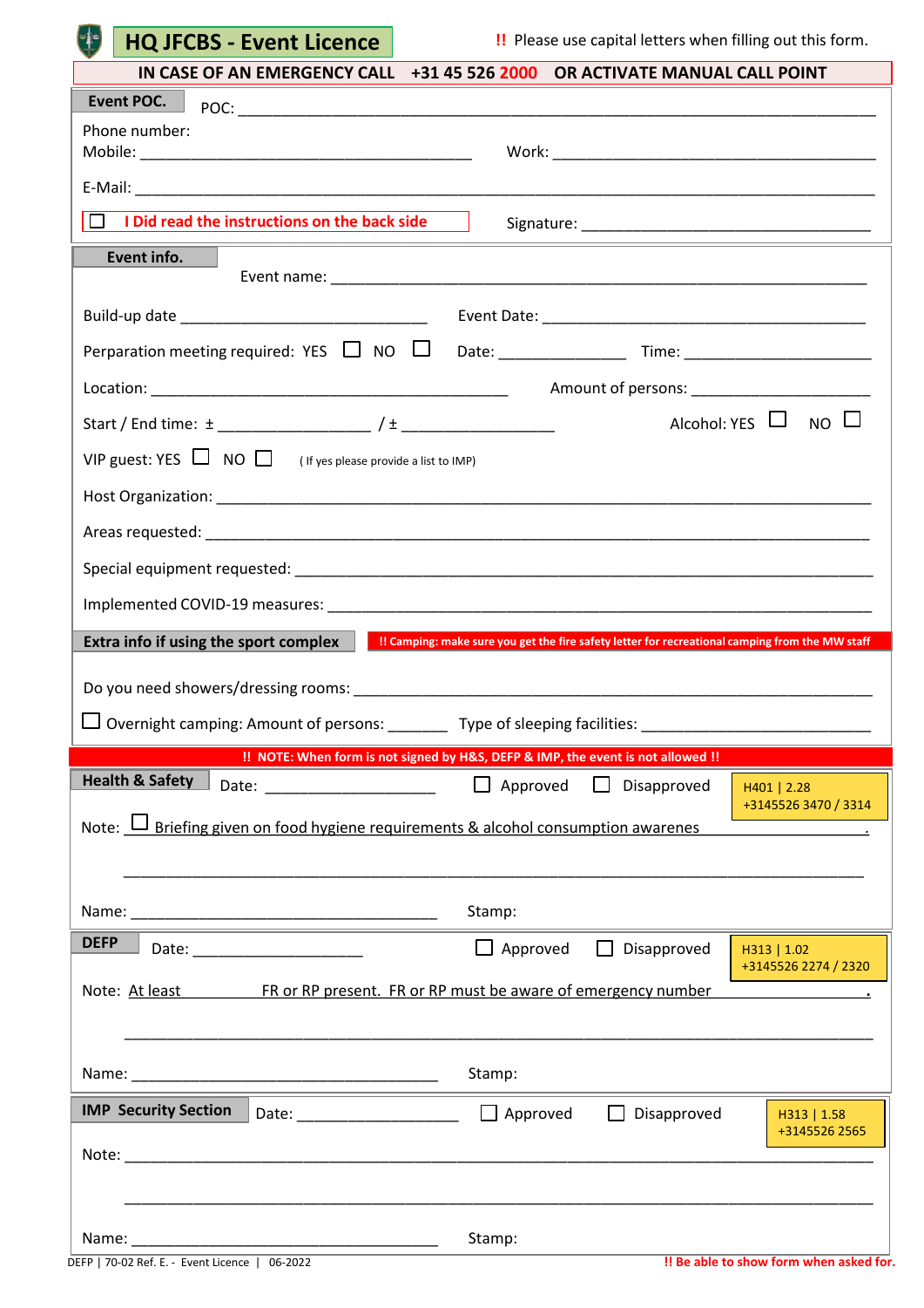# HQ JFCBS - Event Licence

!! Please use capital letters when filling out this form.

**IN CASE OF AN EMERGENCY CALL +31 45 526 2000 OR ACTIVATE MANUAL CALL POINT**

## Event POC.

POC: ______________________________________________

Phone number:
Mobile: ______________________ Work: ______________________

E-Mail: ______________________________________________

☐ **I Did read the instructions on the back side**

Signature: ______________________

## Event info.

Event name: ______________________________________________

Build-up date ______________________ Event Date: ______________________

Perparation meeting required: YES ☐ NO ☐ Date: ____________ Time: ____________

Location: ______________________ Amount of persons: ______________________

Start / End time: ± ____________ / ± ____________ Alcohol: YES ☐ NO ☐

VIP guest: YES ☐ NO ☐ ( If yes please provide a list to IMP)

Host Organization: ______________________________________________

Areas requested: ______________________________________________

Special equipment requested: ______________________________________________

Implemented COVID-19 measures: ______________________________________________

## Extra info if using the sport complex

**!! Camping: make sure you get the fire safety letter for recreational camping from the MW staff**

Do you need showers/dressing rooms: ______________________________________________

☐ Overnight camping: Amount of persons: _______ Type of sleeping facilities: ______________________

**!! NOTE: When form is not signed by H&S, DEFP & IMP, the event is not allowed !!**

## Health & Safety

Date: ______________________ ☐ Approved ☐ Disapproved

H401 | 2.28
+3145526 3470 / 3314

Note: ☐ Briefing given on food hygiene requirements & alcohol consumption awarenes

______________________________________________

Name: ______________________ Stamp:

## DEFP

Date: ______________________ ☐ Approved ☐ Disapproved

H313 | 1.02
+3145526 2274 / 2320

Note: At least ________ FR or RP present. FR or RP must be aware of emergency number

______________________________________________

Name: ______________________ Stamp:

## IMP Security Section

Date: ______________________ ☐ Approved ☐ Disapproved

H313 | 1.58
+3145526 2565

Note: ______________________________________________

______________________________________________

Name: ______________________ Stamp:

DEFP | 70-02 Ref. E. - Event Licence | 06-2022

**!! Be able to show form when asked for.**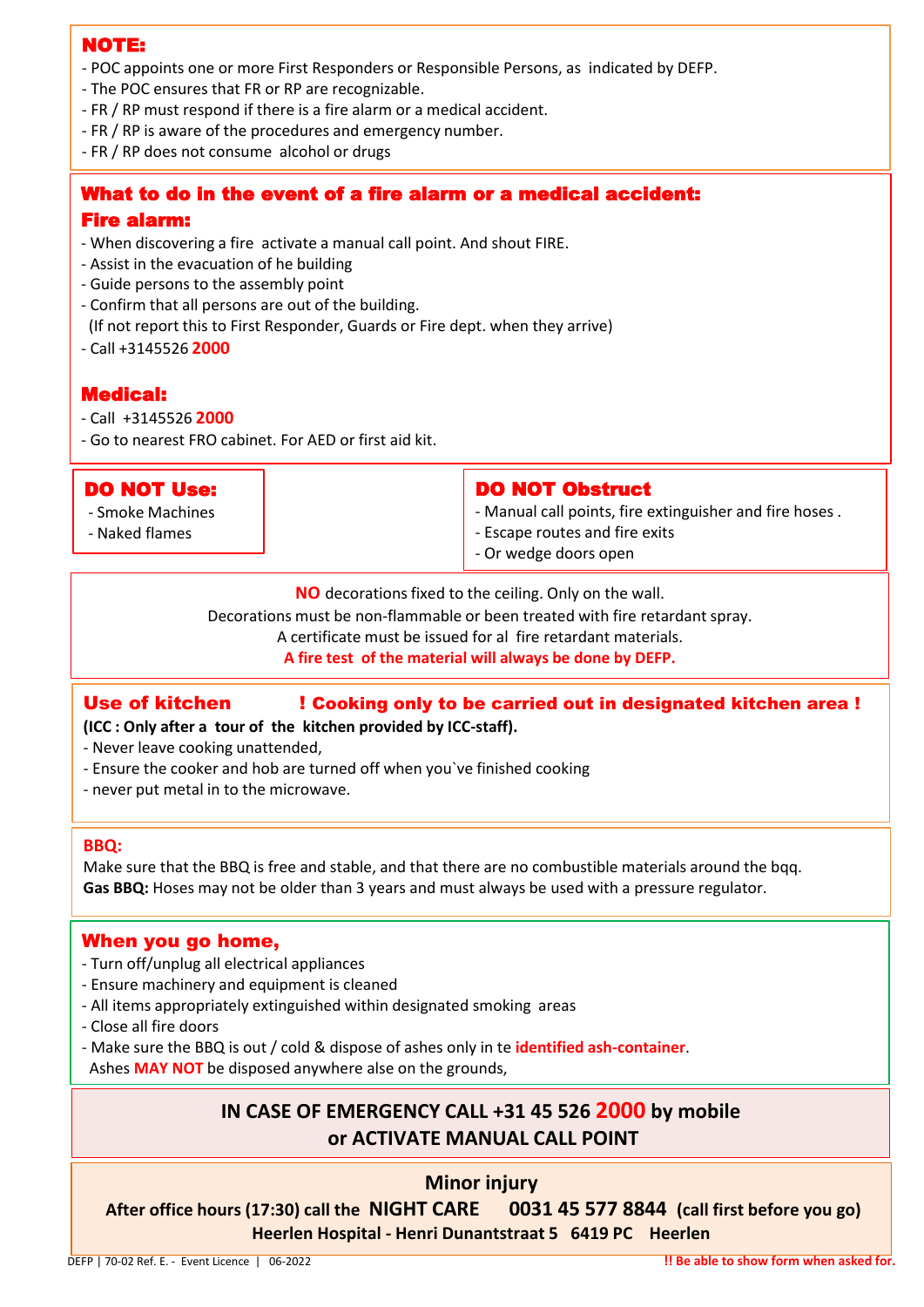## NOTE:

- POC appoints one or more First Responders or Responsible Persons, as indicated by DEFP.
- The POC ensures that FR or RP are recognizable.
- FR / RP must respond if there is a fire alarm or a medical accident.
- FR / RP is aware of the procedures and emergency number.
- FR / RP does not consume alcohol or drugs

## What to do in the event of a fire alarm or a medical accident:

### Fire alarm:

- When discovering a fire activate a manual call point. And shout FIRE.
- Assist in the evacuation of he building
- Guide persons to the assembly point
- Confirm that all persons are out of the building.
  (If not report this to First Responder, Guards or Fire dept. when they arrive)
- Call +3145526 **2000**

### Medical:

- Call +3145526 **2000**
- Go to nearest FRO cabinet. For AED or first aid kit.

## DO NOT Use:

- Smoke Machines
- Naked flames

## DO NOT Obstruct

- Manual call points, fire extinguisher and fire hoses .
- Escape routes and fire exits
- Or wedge doors open

**NO** decorations fixed to the ceiling. Only on the wall.
Decorations must be non-flammable or been treated with fire retardant spray.
A certificate must be issued for al fire retardant materials.
**A fire test of the material will always be done by DEFP.**

## Use of kitchen ! Cooking only to be carried out in designated kitchen area !

**(ICC : Only after a tour of the kitchen provided by ICC-staff).**

- Never leave cooking unattended,
- Ensure the cooker and hob are turned off when you`ve finished cooking
- never put metal in to the microwave.

## BBQ:

Make sure that the BBQ is free and stable, and that there are no combustible materials around the bqq.
**Gas BBQ:** Hoses may not be older than 3 years and must always be used with a pressure regulator.

## When you go home,

- Turn off/unplug all electrical appliances
- Ensure machinery and equipment is cleaned
- All items appropriately extinguished within designated smoking areas
- Close all fire doors
- Make sure the BBQ is out / cold & dispose of ashes only in te **identified ash-container**.
  Ashes **MAY NOT** be disposed anywhere alse on the grounds,

**IN CASE OF EMERGENCY CALL +31 45 526 2000 by mobile or ACTIVATE MANUAL CALL POINT**

**Minor injury**

**After office hours (17:30) call the NIGHT CARE 0031 45 577 8844 (call first before you go)**
**Heerlen Hospital - Henri Dunantstraat 5 6419 PC Heerlen**

DEFP | 70-02 Ref. E. - Event Licence | 06-2022 **!! Be able to show form when asked for.**